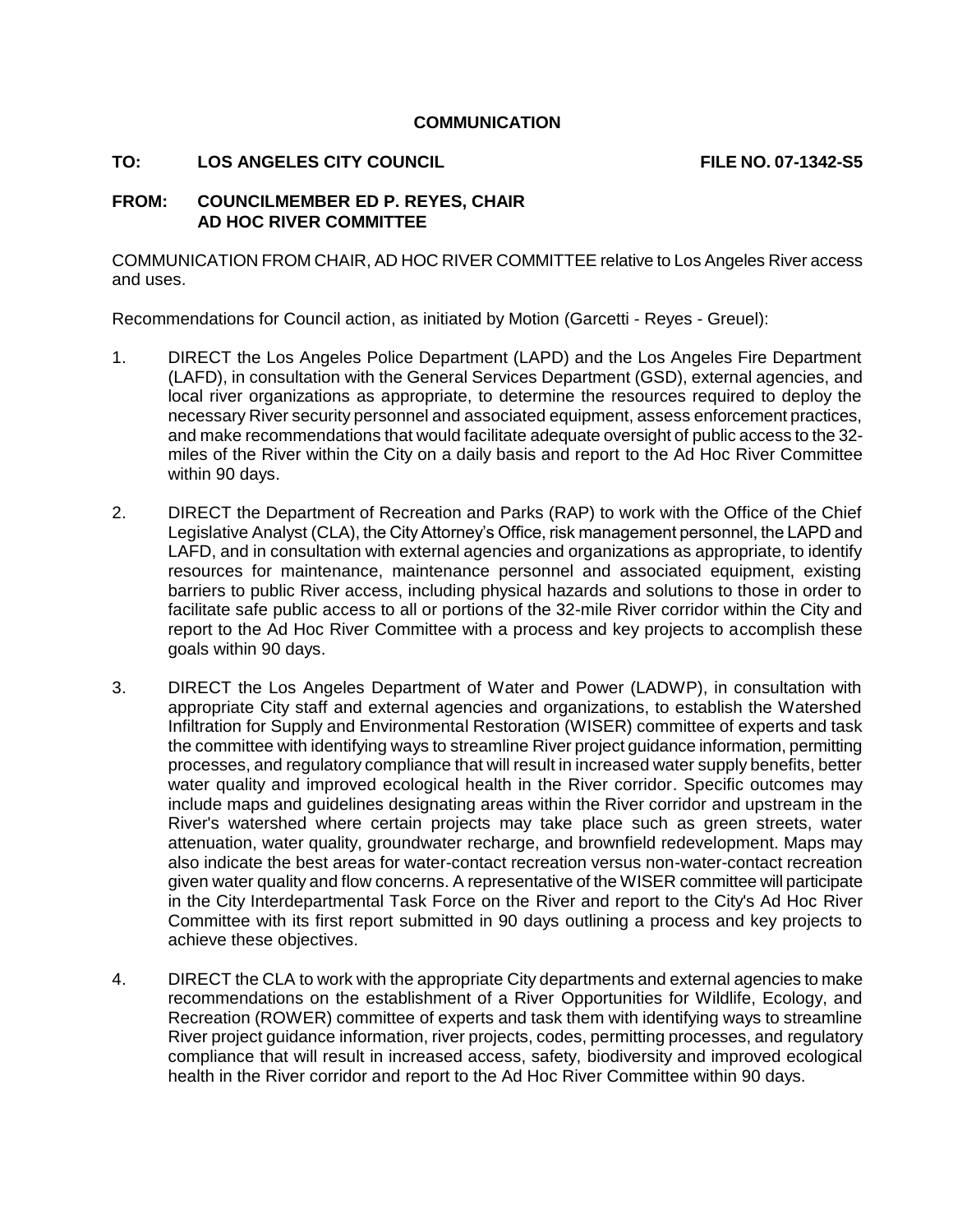**COMMUNICATION**

**TO: LOS ANGELES CITY COUNCIL FILE NO. 07-1342-S5**

**FROM: COUNCILMEMBER ED P. REYES, CHAIR**
**AD HOC RIVER COMMITTEE**

COMMUNICATION FROM CHAIR, AD HOC RIVER COMMITTEE relative to Los Angeles River access and uses.

Recommendations for Council action, as initiated by Motion (Garcetti - Reyes - Greuel):

1. DIRECT the Los Angeles Police Department (LAPD) and the Los Angeles Fire Department (LAFD), in consultation with the General Services Department (GSD), external agencies, and local river organizations as appropriate, to determine the resources required to deploy the necessary River security personnel and associated equipment, assess enforcement practices, and make recommendations that would facilitate adequate oversight of public access to the 32-miles of the River within the City on a daily basis and report to the Ad Hoc River Committee within 90 days.

2. DIRECT the Department of Recreation and Parks (RAP) to work with the Office of the Chief Legislative Analyst (CLA), the City Attorney's Office, risk management personnel, the LAPD and LAFD, and in consultation with external agencies and organizations as appropriate, to identify resources for maintenance, maintenance personnel and associated equipment, existing barriers to public River access, including physical hazards and solutions to those in order to facilitate safe public access to all or portions of the 32-mile River corridor within the City and report to the Ad Hoc River Committee with a process and key projects to accomplish these goals within 90 days.

3. DIRECT the Los Angeles Department of Water and Power (LADWP), in consultation with appropriate City staff and external agencies and organizations, to establish the Watershed Infiltration for Supply and Environmental Restoration (WISER) committee of experts and task the committee with identifying ways to streamline River project guidance information, permitting processes, and regulatory compliance that will result in increased water supply benefits, better water quality and improved ecological health in the River corridor. Specific outcomes may include maps and guidelines designating areas within the River corridor and upstream in the River's watershed where certain projects may take place such as green streets, water attenuation, water quality, groundwater recharge, and brownfield redevelopment. Maps may also indicate the best areas for water-contact recreation versus non-water-contact recreation given water quality and flow concerns. A representative of the WISER committee will participate in the City Interdepartmental Task Force on the River and report to the City's Ad Hoc River Committee with its first report submitted in 90 days outlining a process and key projects to achieve these objectives.

4. DIRECT the CLA to work with the appropriate City departments and external agencies to make recommendations on the establishment of a River Opportunities for Wildlife, Ecology, and Recreation (ROWER) committee of experts and task them with identifying ways to streamline River project guidance information, river projects, codes, permitting processes, and regulatory compliance that will result in increased access, safety, biodiversity and improved ecological health in the River corridor and report to the Ad Hoc River Committee within 90 days.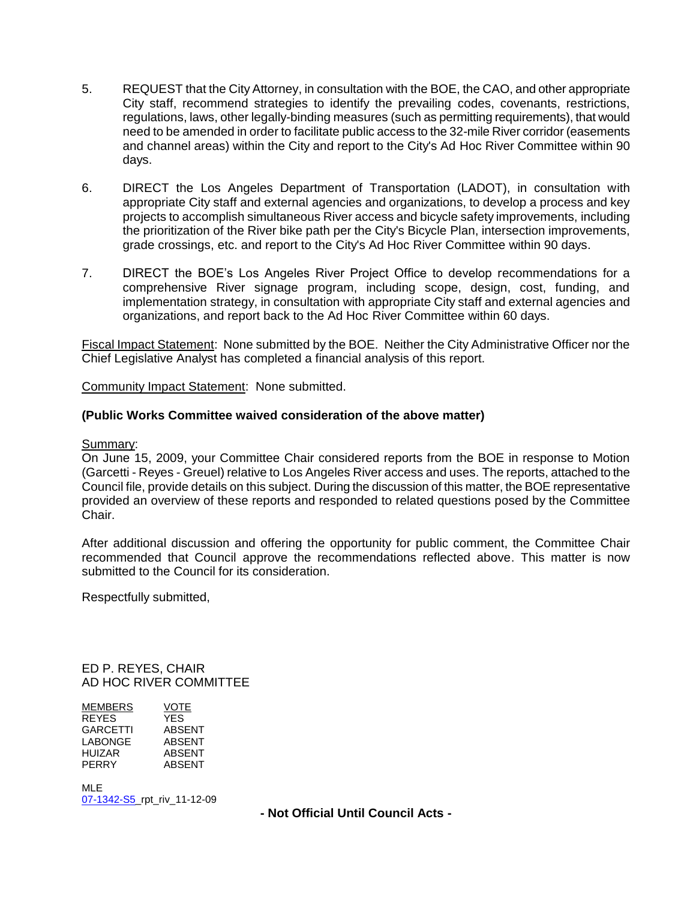5. REQUEST that the City Attorney, in consultation with the BOE, the CAO, and other appropriate City staff, recommend strategies to identify the prevailing codes, covenants, restrictions, regulations, laws, other legally-binding measures (such as permitting requirements), that would need to be amended in order to facilitate public access to the 32-mile River corridor (easements and channel areas) within the City and report to the City's Ad Hoc River Committee within 90 days.

6. DIRECT the Los Angeles Department of Transportation (LADOT), in consultation with appropriate City staff and external agencies and organizations, to develop a process and key projects to accomplish simultaneous River access and bicycle safety improvements, including the prioritization of the River bike path per the City's Bicycle Plan, intersection improvements, grade crossings, etc. and report to the City's Ad Hoc River Committee within 90 days.

7. DIRECT the BOE's Los Angeles River Project Office to develop recommendations for a comprehensive River signage program, including scope, design, cost, funding, and implementation strategy, in consultation with appropriate City staff and external agencies and organizations, and report back to the Ad Hoc River Committee within 60 days.

Fiscal Impact Statement: None submitted by the BOE. Neither the City Administrative Officer nor the Chief Legislative Analyst has completed a financial analysis of this report.

Community Impact Statement: None submitted.

**(Public Works Committee waived consideration of the above matter)**

Summary:
On June 15, 2009, your Committee Chair considered reports from the BOE in response to Motion (Garcetti - Reyes - Greuel) relative to Los Angeles River access and uses. The reports, attached to the Council file, provide details on this subject. During the discussion of this matter, the BOE representative provided an overview of these reports and responded to related questions posed by the Committee Chair.

After additional discussion and offering the opportunity for public comment, the Committee Chair recommended that Council approve the recommendations reflected above. This matter is now submitted to the Council for its consideration.

Respectfully submitted,

ED P. REYES, CHAIR
AD HOC RIVER COMMITTEE

| MEMBERS | VOTE |
|---|---|
| REYES | YES |
| GARCETTI | ABSENT |
| LABONGE | ABSENT |
| HUIZAR | ABSENT |
| PERRY | ABSENT |

MLE
07-1342-S5_rpt_riv_11-12-09

**- Not Official Until Council Acts -**